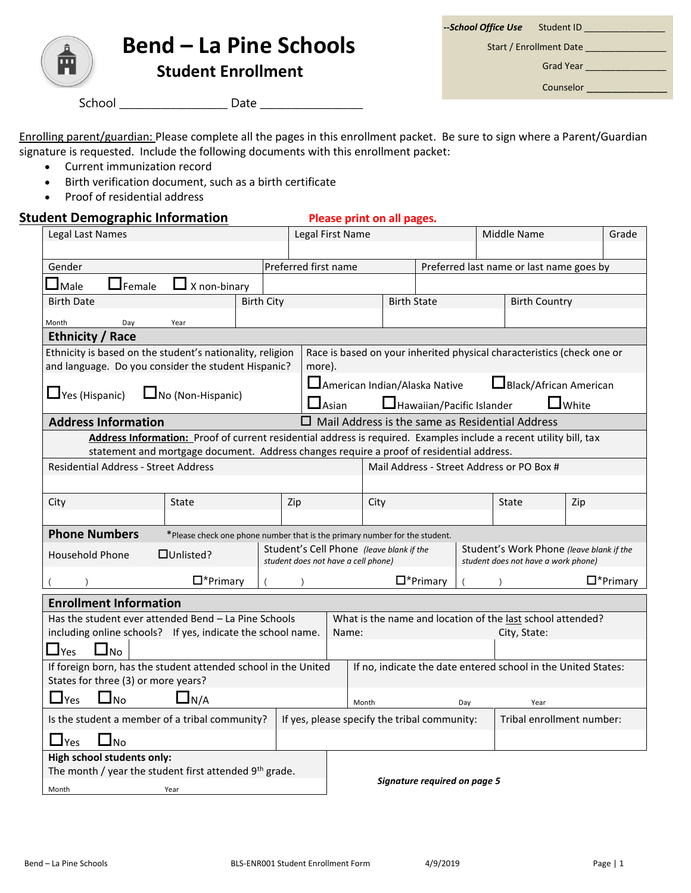# Bend – La Pine Schools

## Student Enrollment

School ________________ Date ________________

| --School Office Use | Student ID _______________ |
|---|---|
| | Start / Enrollment Date _______________ |
| | Grad Year _______________ |
| | Counselor _______________ |

Enrolling parent/guardian: Please complete all the pages in this enrollment packet. Be sure to sign where a Parent/Guardian signature is requested. Include the following documents with this enrollment packet:

- Current immunization record
- Birth verification document, such as a birth certificate
- Proof of residential address

## Student Demographic Information

**Please print on all pages.**

| Legal Last Names | Legal First Name | Middle Name | Grade |
|---|---|---|---|
| | | | |

| Gender | Preferred first name | Preferred last name or last name goes by |
|---|---|---|
| ☐ Male ☐ Female ☐ X non-binary | | |

| Birth Date | Birth City | Birth State | Birth Country |
|---|---|---|---|
| Month Day Year | | | |

### Ethnicity / Race

| Ethnicity is based on the student's nationality, religion and language. Do you consider the student Hispanic? | Race is based on your inherited physical characteristics (check one or more). |
|---|---|
| ☐ Yes (Hispanic) ☐ No (Non-Hispanic) | ☐ American Indian/Alaska Native ☐ Black/African American ☐ Asian ☐ Hawaiian/Pacific Islander ☐ White |

### Address Information

☐ Mail Address is the same as Residential Address

Address Information: Proof of current residential address is required. Examples include a recent utility bill, tax statement and mortgage document. Address changes require a proof of residential address.

| Residential Address - Street Address | | | Mail Address - Street Address or PO Box # | | |
|---|---|---|---|---|---|
| | | | | | |
| City | State | Zip | City | State | Zip |
| | | | | | |

### Phone Numbers

*Please check one phone number that is the primary number for the student.

| Household Phone ☐ Unlisted? | Student's Cell Phone *(leave blank if the student does not have a cell phone)* | Student's Work Phone *(leave blank if the student does not have a work phone)* |
|---|---|---|
| (      ) ☐ *Primary | (      ) ☐ *Primary | (      ) ☐ *Primary |

### Enrollment Information

| Has the student ever attended Bend – La Pine Schools including online schools? If yes, indicate the school name. | What is the name and location of the last school attended? Name: City, State: |
|---|---|
| ☐ Yes ☐ No | |

| If foreign born, has the student attended school in the United States for three (3) or more years? | If no, indicate the date entered school in the United States: |
|---|---|
| ☐ Yes ☐ No ☐ N/A | Month Day Year |

| Is the student a member of a tribal community? | If yes, please specify the tribal community: | Tribal enrollment number: |
|---|---|---|
| ☐ Yes ☐ No | | |

| High school students only: The month / year the student first attended 9th grade. |
|---|
| Month Year |

***Signature required on page 5***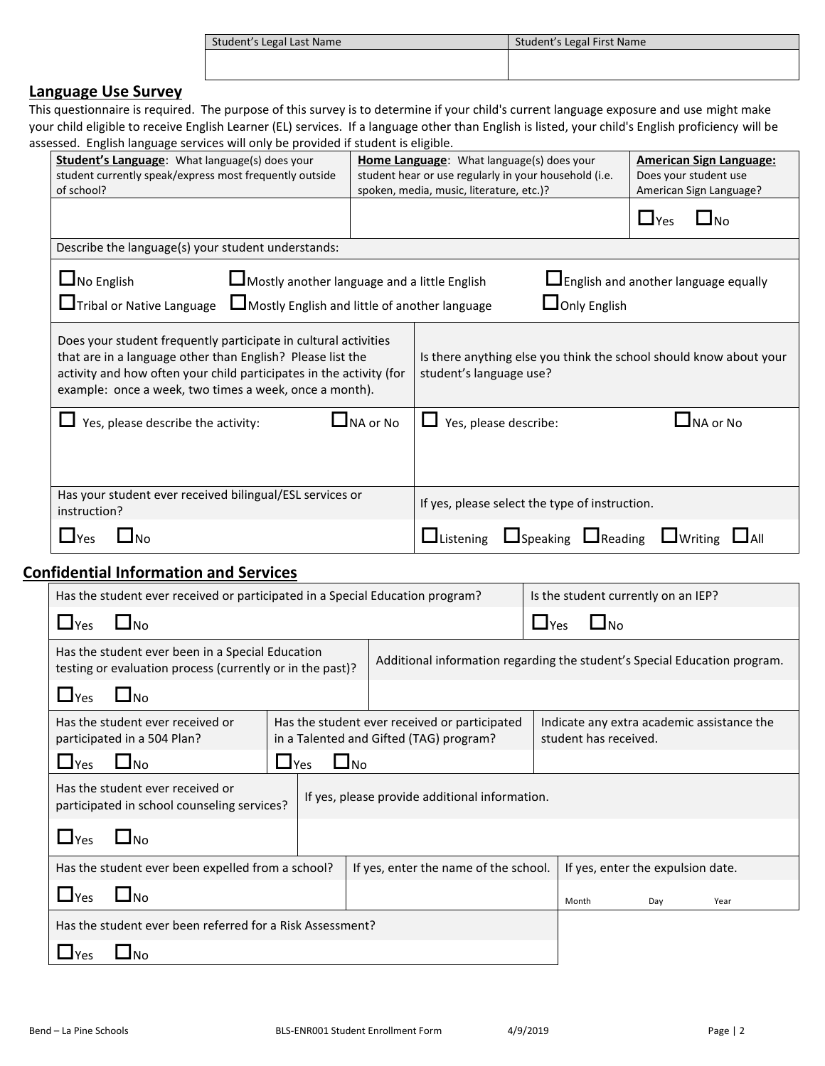| Student's Legal Last Name | Student's Legal First Name |
|---|---|
| | |

## Language Use Survey

This questionnaire is required. The purpose of this survey is to determine if your child's current language exposure and use might make your child eligible to receive English Learner (EL) services. If a language other than English is listed, your child's English proficiency will be assessed. English language services will only be provided if student is eligible.

| **Student's Language**: What language(s) does your student currently speak/express most frequently outside of school? | **Home Language**: What language(s) does your student hear or use regularly in your household (i.e. spoken, media, music, literature, etc.)? | **American Sign Language:** Does your student use American Sign Language? |
|---|---|---|
| | | ☐ Yes ☐ No |

Describe the language(s) your student understands:

☐ No English ☐ Mostly another language and a little English ☐ English and another language equally
☐ Tribal or Native Language ☐ Mostly English and little of another language ☐ Only English

| Does your student frequently participate in cultural activities that are in a language other than English? Please list the activity and how often your child participates in the activity (for example: once a week, two times a week, once a month). | Is there anything else you think the school should know about your student's language use? |
|---|---|
| ☐ Yes, please describe the activity: ☐ NA or No | ☐ Yes, please describe: ☐ NA or No |
| Has your student ever received bilingual/ESL services or instruction? | If yes, please select the type of instruction. |
| ☐ Yes ☐ No | ☐ Listening ☐ Speaking ☐ Reading ☐ Writing ☐ All |

## Confidential Information and Services

| Has the student ever received or participated in a Special Education program? | Is the student currently on an IEP? |
|---|---|
| ☐ Yes ☐ No | ☐ Yes ☐ No |

| Has the student ever been in a Special Education testing or evaluation process (currently or in the past)? | Additional information regarding the student's Special Education program. |
|---|---|
| ☐ Yes ☐ No | |

| Has the student ever received or participated in a 504 Plan? | Has the student ever received or participated in a Talented and Gifted (TAG) program? | Indicate any extra academic assistance the student has received. |
|---|---|---|
| ☐ Yes ☐ No | ☐ Yes ☐ No | |

| Has the student ever received or participated in school counseling services? | If yes, please provide additional information. |
|---|---|
| ☐ Yes ☐ No | |

| Has the student ever been expelled from a school? | If yes, enter the name of the school. | If yes, enter the expulsion date. |
|---|---|---|
| ☐ Yes ☐ No | | Month Day Year |

| Has the student ever been referred for a Risk Assessment? |
|---|
| ☐ Yes ☐ No |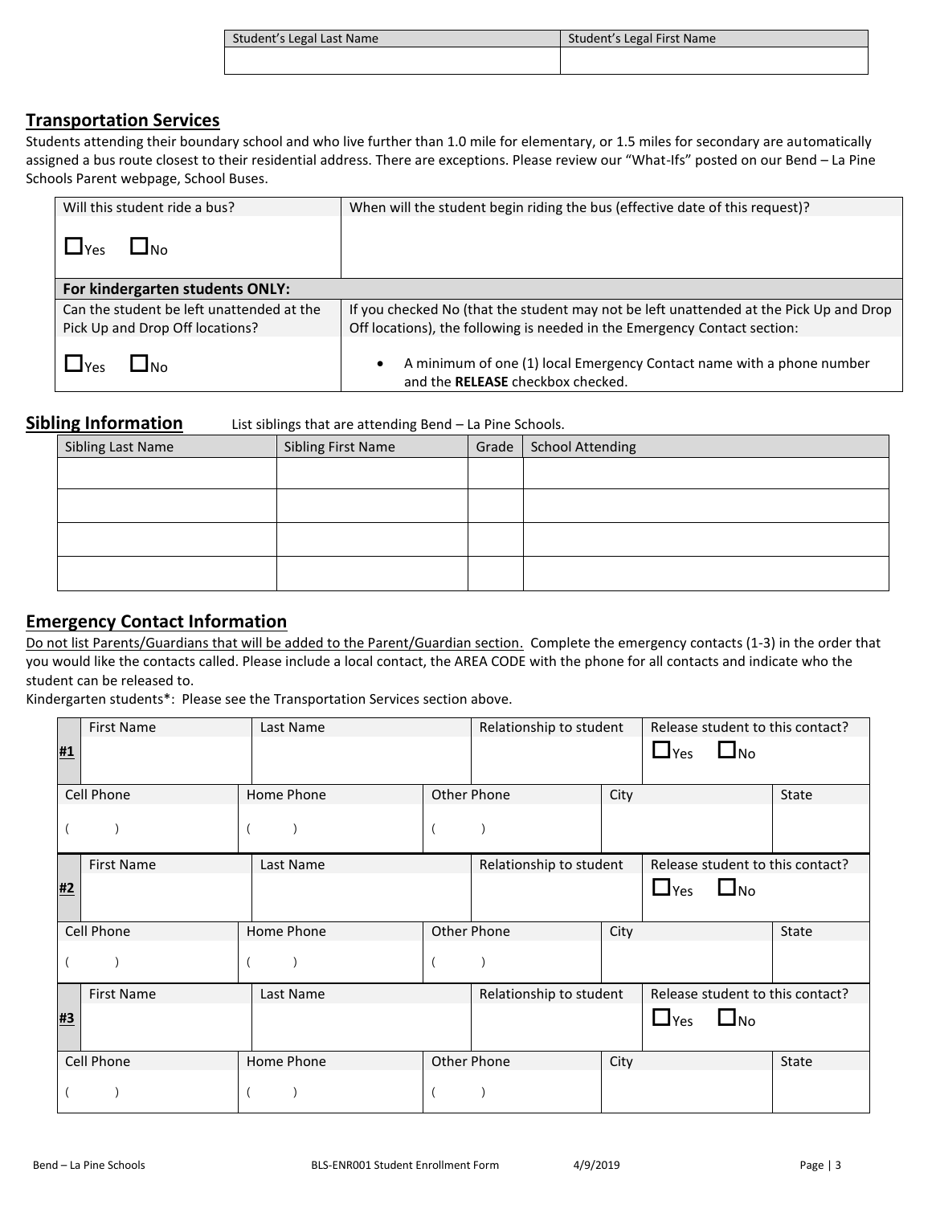| Student's Legal Last Name | Student's Legal First Name |
|---|---|
| | |

## Transportation Services

Students attending their boundary school and who live further than 1.0 mile for elementary, or 1.5 miles for secondary are automatically assigned a bus route closest to their residential address. There are exceptions. Please review our "What-Ifs" posted on our Bend – La Pine Schools Parent webpage, School Buses.

| Will this student ride a bus? | When will the student begin riding the bus (effective date of this request)? |
|---|---|
| ☐ Yes ☐ No | |
| **For kindergarten students ONLY:** | |
| Can the student be left unattended at the Pick Up and Drop Off locations? | If you checked No (that the student may not be left unattended at the Pick Up and Drop Off locations), the following is needed in the Emergency Contact section: |
| ☐ Yes ☐ No | • A minimum of one (1) local Emergency Contact name with a phone number and the **RELEASE** checkbox checked. |

## Sibling Information

List siblings that are attending Bend – La Pine Schools.

| Sibling Last Name | Sibling First Name | Grade | School Attending |
|---|---|---|---|
| | | | |
| | | | |
| | | | |
| | | | |

## Emergency Contact Information

Do not list Parents/Guardians that will be added to the Parent/Guardian section. Complete the emergency contacts (1-3) in the order that you would like the contacts called. Please include a local contact, the AREA CODE with the phone for all contacts and indicate who the student can be released to.

Kindergarten students*: Please see the Transportation Services section above.

| # | First Name | Last Name | Relationship to student | Release student to this contact? | |
|---|---|---|---|---|---|
| **#1** | | | | ☐ Yes ☐ No | |
| | Cell Phone | Home Phone | Other Phone | City | State |
| | ( ) | ( ) | ( ) | | |
| **#2** | First Name | Last Name | Relationship to student | Release student to this contact? | |
| | | | | ☐ Yes ☐ No | |
| | Cell Phone | Home Phone | Other Phone | City | State |
| | ( ) | ( ) | ( ) | | |
| **#3** | First Name | Last Name | Relationship to student | Release student to this contact? | |
| | | | | ☐ Yes ☐ No | |
| | Cell Phone | Home Phone | Other Phone | City | State |
| | ( ) | ( ) | ( ) | | |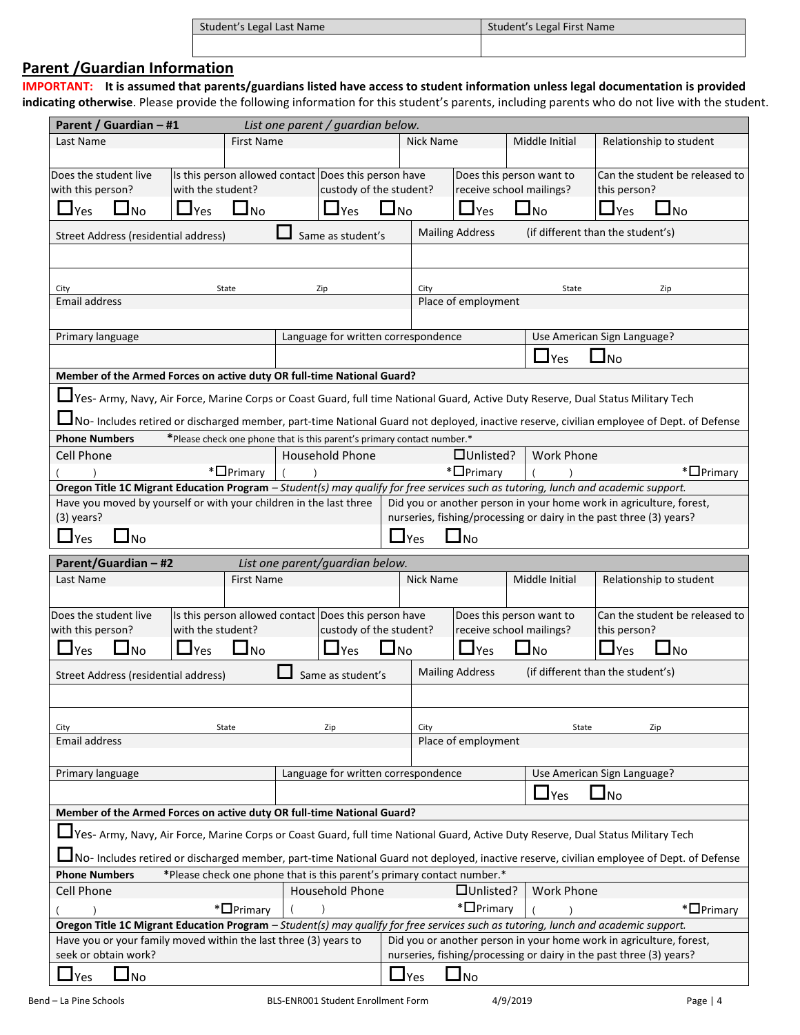| Student's Legal Last Name | Student's Legal First Name |
|---|---|
| | |

## Parent /Guardian Information

**IMPORTANT: It is assumed that parents/guardians listed have access to student information unless legal documentation is provided indicating otherwise**. Please provide the following information for this student's parents, including parents who do not live with the student.

| **Parent / Guardian – #1** *List one parent / guardian below.* | | | | |
|---|---|---|---|---|
| Last Name | First Name | Nick Name | Middle Initial | Relationship to student |
| | | | | |
| Does the student live with this person? ☐Yes ☐No | Is this person allowed contact with the student? ☐Yes ☐No | Does this person have custody of the student? ☐Yes ☐No | Does this person want to receive school mailings? ☐Yes ☐No | Can the student be released to this person? ☐Yes ☐No |

| Street Address (residential address) ☐ Same as student's | Mailing Address (if different than the student's) |
|---|---|
| | |
| City State Zip | City State Zip |
| Email address | Place of employment |
| | |

| Primary language | Language for written correspondence | Use American Sign Language? |
|---|---|---|
| | | ☐Yes ☐No |

**Member of the Armed Forces on active duty OR full-time National Guard?**

☐Yes- Army, Navy, Air Force, Marine Corps or Coast Guard, full time National Guard, Active Duty Reserve, Dual Status Military Tech

☐No- Includes retired or discharged member, part-time National Guard not deployed, inactive reserve, civilian employee of Dept. of Defense

**Phone Numbers** *Please check one phone that is this parent's primary contact number.*

| Cell Phone | Household Phone ☐Unlisted? | Work Phone |
|---|---|---|
| ( ) *☐Primary | ( ) *☐Primary | ( ) *☐Primary |

**Oregon Title 1C Migrant Education Program** – *Student(s) may qualify for free services such as tutoring, lunch and academic support.*

| Have you moved by yourself or with your children in the last three (3) years? | Did you or another person in your home work in agriculture, forest, nurseries, fishing/processing or dairy in the past three (3) years? |
|---|---|
| ☐Yes ☐No | ☐Yes ☐No |

| **Parent/Guardian – #2** *List one parent/guardian below.* | | | | |
|---|---|---|---|---|
| Last Name | First Name | Nick Name | Middle Initial | Relationship to student |
| | | | | |
| Does the student live with this person? ☐Yes ☐No | Is this person allowed contact with the student? ☐Yes ☐No | Does this person have custody of the student? ☐Yes ☐No | Does this person want to receive school mailings? ☐Yes ☐No | Can the student be released to this person? ☐Yes ☐No |

| Street Address (residential address) ☐ Same as student's | Mailing Address (if different than the student's) |
|---|---|
| | |
| City State Zip | City State Zip |
| Email address | Place of employment |
| | |

| Primary language | Language for written correspondence | Use American Sign Language? |
|---|---|---|
| | | ☐Yes ☐No |

**Member of the Armed Forces on active duty OR full-time National Guard?**

☐Yes- Army, Navy, Air Force, Marine Corps or Coast Guard, full time National Guard, Active Duty Reserve, Dual Status Military Tech

☐No- Includes retired or discharged member, part-time National Guard not deployed, inactive reserve, civilian employee of Dept. of Defense

**Phone Numbers** *Please check one phone that is this parent's primary contact number.*

| Cell Phone | Household Phone ☐Unlisted? | Work Phone |
|---|---|---|
| ( ) *☐Primary | ( ) *☐Primary | ( ) *☐Primary |

**Oregon Title 1C Migrant Education Program** – *Student(s) may qualify for free services such as tutoring, lunch and academic support.*

| Have you or your family moved within the last three (3) years to seek or obtain work? | Did you or another person in your home work in agriculture, forest, nurseries, fishing/processing or dairy in the past three (3) years? |
|---|---|
| ☐Yes ☐No | ☐Yes ☐No |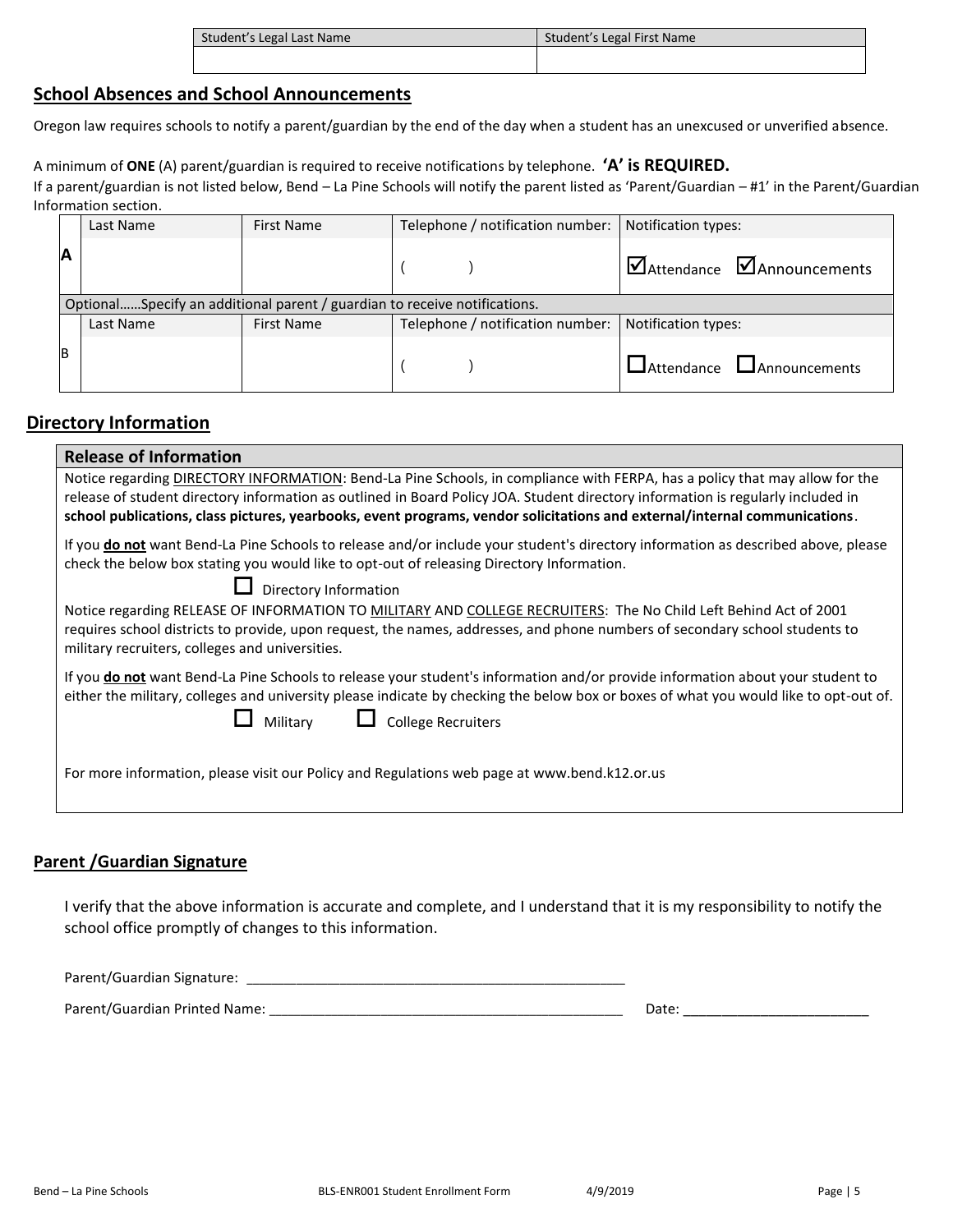| Student's Legal Last Name | Student's Legal First Name |
|---|---|
| | |

## School Absences and School Announcements

Oregon law requires schools to notify a parent/guardian by the end of the day when a student has an unexcused or unverified absence.

A minimum of **ONE** (A) parent/guardian is required to receive notifications by telephone. **'A' is REQUIRED.**
If a parent/guardian is not listed below, Bend – La Pine Schools will notify the parent listed as 'Parent/Guardian – #1' in the Parent/Guardian Information section.

| | Last Name | First Name | Telephone / notification number: | Notification types: |
|---|---|---|---|---|
| **A** | | | (          ) | ☑ Attendance ☑ Announcements |
| Optional……Specify an additional parent / guardian to receive notifications. | | | | |
| | Last Name | First Name | Telephone / notification number: | Notification types: |
| B | | | (          ) | ☐ Attendance ☐ Announcements |

## Directory Information

### Release of Information

Notice regarding DIRECTORY INFORMATION: Bend-La Pine Schools, in compliance with FERPA, has a policy that may allow for the release of student directory information as outlined in Board Policy JOA. Student directory information is regularly included in **school publications, class pictures, yearbooks, event programs, vendor solicitations and external/internal communications**.

If you **do not** want Bend-La Pine Schools to release and/or include your student's directory information as described above, please check the below box stating you would like to opt-out of releasing Directory Information.

☐ Directory Information

Notice regarding RELEASE OF INFORMATION TO MILITARY AND COLLEGE RECRUITERS: The No Child Left Behind Act of 2001 requires school districts to provide, upon request, the names, addresses, and phone numbers of secondary school students to military recruiters, colleges and universities.

If you **do not** want Bend-La Pine Schools to release your student's information and/or provide information about your student to either the military, colleges and university please indicate by checking the below box or boxes of what you would like to opt-out of.

☐ Military ☐ College Recruiters

For more information, please visit our Policy and Regulations web page at www.bend.k12.or.us

## Parent /Guardian Signature

I verify that the above information is accurate and complete, and I understand that it is my responsibility to notify the school office promptly of changes to this information.

Parent/Guardian Signature: ____________________________________________________

Parent/Guardian Printed Name: ________________________________________________ Date: ________________________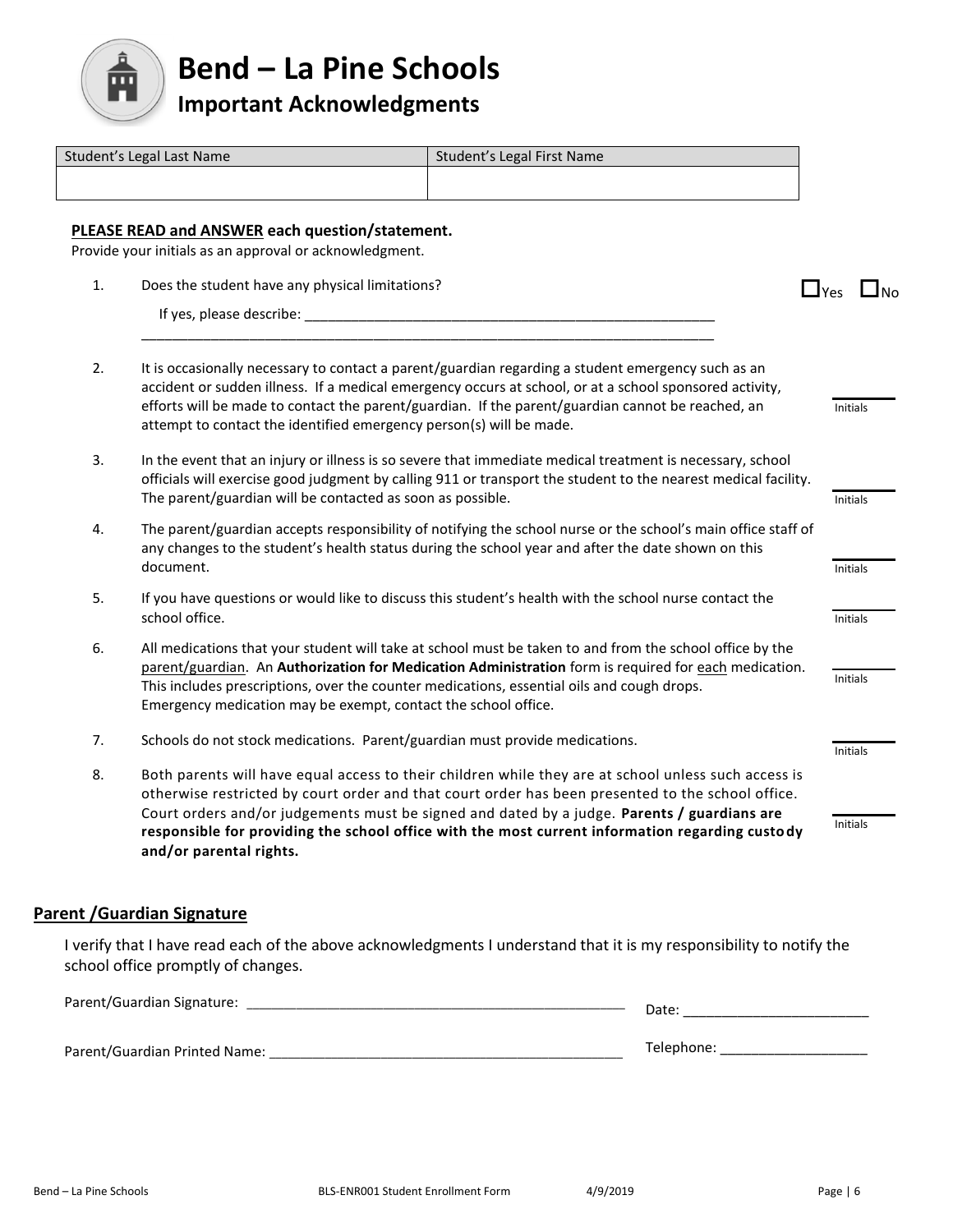# Bend – La Pine Schools

## Important Acknowledgments

| Student's Legal Last Name | Student's Legal First Name |
|---|---|
| | |

**PLEASE READ and ANSWER each question/statement.**
Provide your initials as an approval or acknowledgment.

1. Does the student have any physical limitations? ☐ Yes ☐ No

   If yes, please describe: ______________________________________________________

   ______________________________________________________________________________

2. It is occasionally necessary to contact a parent/guardian regarding a student emergency such as an accident or sudden illness. If a medical emergency occurs at school, or at a school sponsored activity, efforts will be made to contact the parent/guardian. If the parent/guardian cannot be reached, an attempt to contact the identified emergency person(s) will be made. ________ Initials

3. In the event that an injury or illness is so severe that immediate medical treatment is necessary, school officials will exercise good judgment by calling 911 or transport the student to the nearest medical facility. The parent/guardian will be contacted as soon as possible. ________ Initials

4. The parent/guardian accepts responsibility of notifying the school nurse or the school's main office staff of any changes to the student's health status during the school year and after the date shown on this document. ________ Initials

5. If you have questions or would like to discuss this student's health with the school nurse contact the school office. ________ Initials

6. All medications that your student will take at school must be taken to and from the school office by the parent/guardian. An **Authorization for Medication Administration** form is required for each medication. This includes prescriptions, over the counter medications, essential oils and cough drops. Emergency medication may be exempt, contact the school office. ________ Initials

7. Schools do not stock medications. Parent/guardian must provide medications. ________ Initials

8. Both parents will have equal access to their children while they are at school unless such access is otherwise restricted by court order and that court order has been presented to the school office. Court orders and/or judgements must be signed and dated by a judge. **Parents / guardians are responsible for providing the school office with the most current information regarding custody and/or parental rights.** ________ Initials

## Parent /Guardian Signature

I verify that I have read each of the above acknowledgments I understand that it is my responsibility to notify the school office promptly of changes.

Parent/Guardian Signature: __________________________________________________ Date: ________________________

Parent/Guardian Printed Name: _______________________________________________ Telephone: ___________________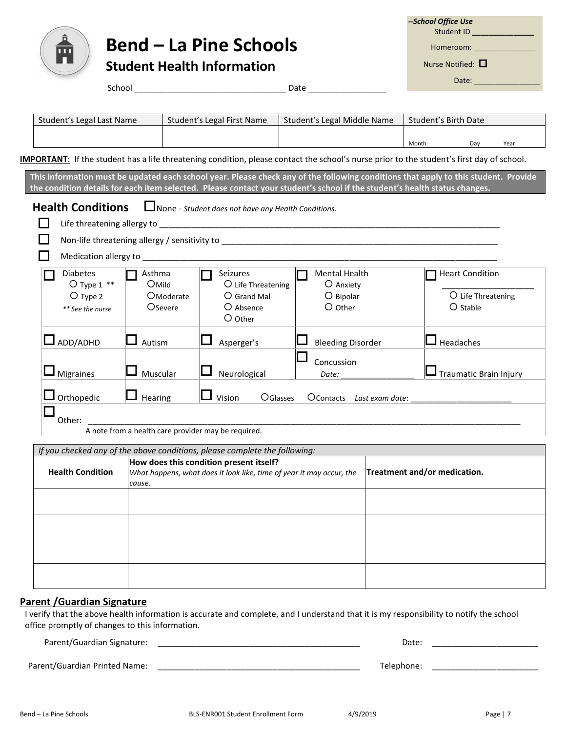# Bend – La Pine Schools

## Student Health Information

School ________________________________ Date ________________

*--School Office Use*
Student ID ______________
Homeroom: ______________
Nurse Notified: ☐
Date: ________________

| Student's Legal Last Name | Student's Legal First Name | Student's Legal Middle Name | Student's Birth Date |
|---|---|---|---|
| | | | Month Day Year |

**IMPORTANT**: If the student has a life threatening condition, please contact the school's nurse prior to the student's first day of school.

**This information must be updated each school year. Please check any of the following conditions that apply to this student. Provide the condition details for each item selected. Please contact your student's school if the student's health status changes.**

### Health Conditions

☐ None - *Student does not have any Health Conditions.*

☐ Life threatening allergy to ______________________________________________________________________________

☐ Non-life threatening allergy / sensitivity to _______________________________________________________________

☐ Medication allergy to ___________________________________________________________________________

| | | | | |
|---|---|---|---|---|
| ☐ Diabetes<br>○ Type 1 **<br>○ Type 2<br>*** See the nurse* | ☐ Asthma<br>○ Mild<br>○ Moderate<br>○ Severe | ☐ Seizures<br>○ Life Threatening<br>○ Grand Mal<br>○ Absence<br>○ Other | ☐ Mental Health<br>○ Anxiety<br>○ Bipolar<br>○ Other | ☐ Heart Condition<br>____________________<br>○ Life Threatening<br>○ Stable |
| ☐ ADD/ADHD | ☐ Autism | ☐ Asperger's | ☐ Bleeding Disorder | ☐ Headaches |
| ☐ Migraines | ☐ Muscular | ☐ Neurological | ☐ Concussion<br>*Date:* ________________ | ☐ Traumatic Brain Injury |
| ☐ Orthopedic | ☐ Hearing | ☐ Vision ○ Glasses ○ Contacts *Last exam date*: ______________________ | | |
| ☐ Other: ____________________________________________________________________________<br>A note from a health care provider may be required. | | | | |

| *If you checked any of the above conditions, please complete the following:* | | |
|---|---|---|
| **Health Condition** | **How does this condition present itself?**<br>*What happens, what does it look like, time of year it may occur, the cause.* | **Treatment and/or medication.** |
| | | |
| | | |
| | | |
| | | |

### Parent /Guardian Signature

I verify that the above health information is accurate and complete, and I understand that it is my responsibility to notify the school office promptly of changes to this information.

Parent/Guardian Signature: ____________________________________________ Date: ______________________

Parent/Guardian Printed Name: ____________________________________________ Telephone: ______________________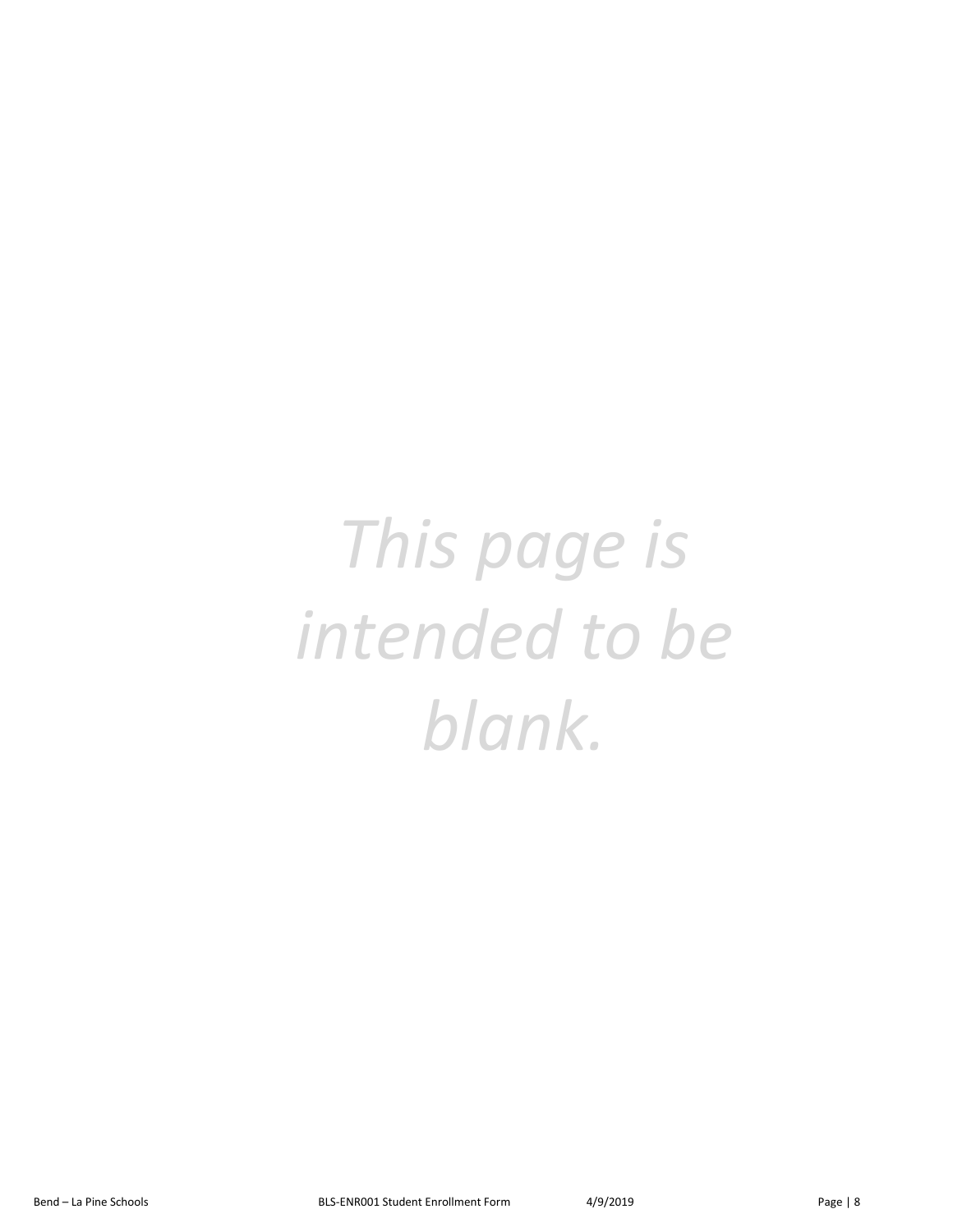*This page is intended to be blank.*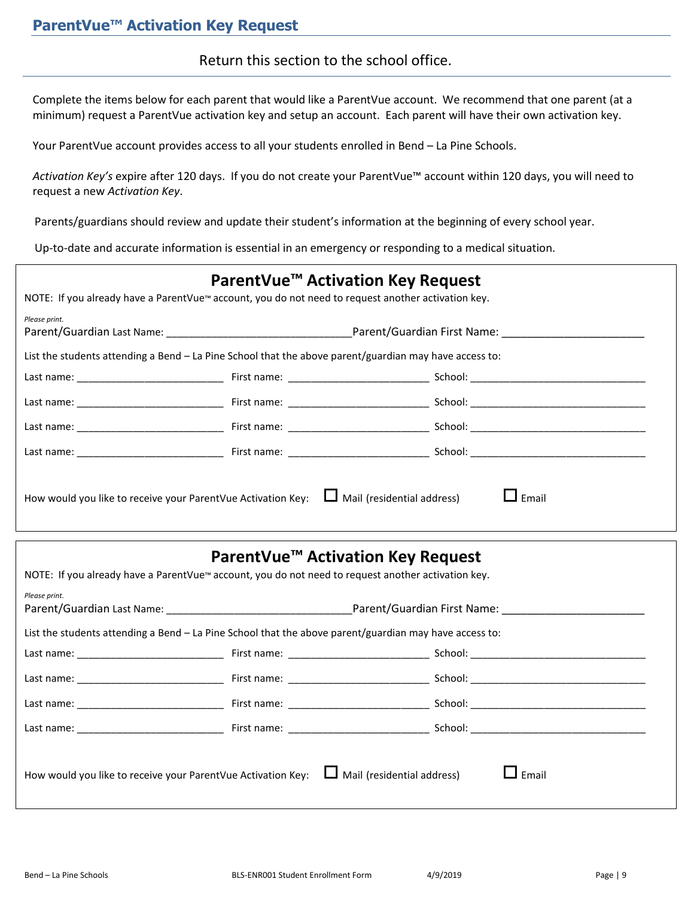## ParentVue™ Activation Key Request

Return this section to the school office.

Complete the items below for each parent that would like a ParentVue account. We recommend that one parent (at a minimum) request a ParentVue activation key and setup an account. Each parent will have their own activation key.

Your ParentVue account provides access to all your students enrolled in Bend – La Pine Schools.

*Activation Key's* expire after 120 days. If you do not create your ParentVue™ account within 120 days, you will need to request a new *Activation Key*.

Parents/guardians should review and update their student's information at the beginning of every school year.

Up-to-date and accurate information is essential in an emergency or responding to a medical situation.

### ParentVue™ Activation Key Request

NOTE: If you already have a ParentVue™ account, you do not need to request another activation key.

*Please print.*

Parent/Guardian Last Name: ______________________________ Parent/Guardian First Name: ______________________

List the students attending a Bend – La Pine School that the above parent/guardian may have access to:

Last name: ________________________ First name: _______________________ School: _____________________________

Last name: ________________________ First name: _______________________ School: _____________________________

Last name: ________________________ First name: _______________________ School: _____________________________

Last name: ________________________ First name: _______________________ School: _____________________________

How would you like to receive your ParentVue Activation Key: ☐ Mail (residential address) ☐ Email

### ParentVue™ Activation Key Request

NOTE: If you already have a ParentVue™ account, you do not need to request another activation key.

*Please print.*

Parent/Guardian Last Name: ______________________________ Parent/Guardian First Name: ______________________

List the students attending a Bend – La Pine School that the above parent/guardian may have access to:

Last name: ________________________ First name: _______________________ School: _____________________________

Last name: ________________________ First name: _______________________ School: _____________________________

Last name: ________________________ First name: _______________________ School: _____________________________

Last name: ________________________ First name: _______________________ School: _____________________________

How would you like to receive your ParentVue Activation Key: ☐ Mail (residential address) ☐ Email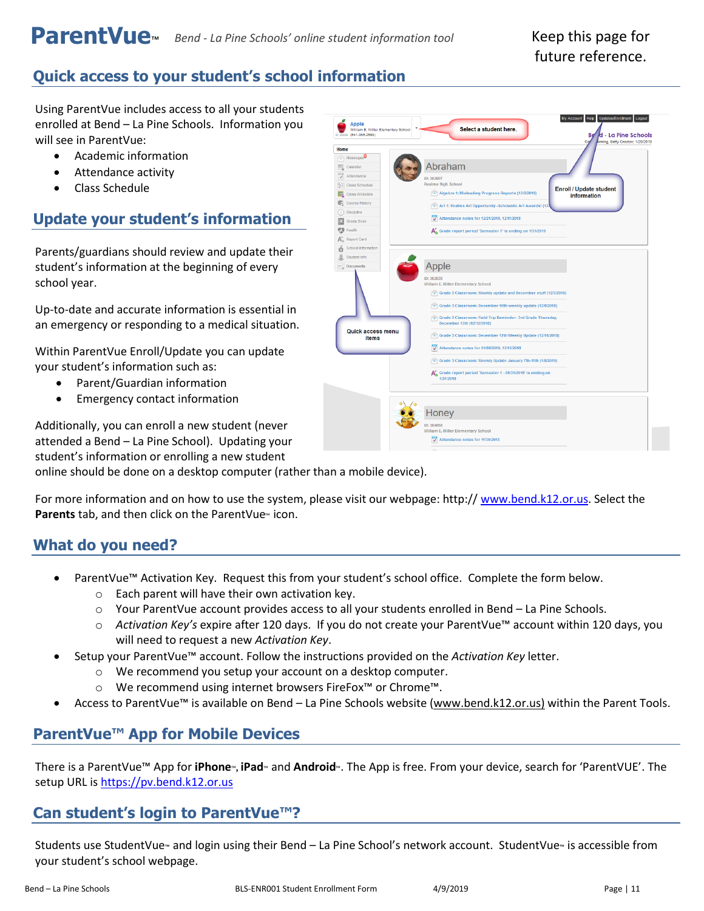# ParentVue™ *Bend - La Pine Schools' online student information tool*

Keep this page for future reference.

## Quick access to your student's school information

Using ParentVue includes access to all your students enrolled at Bend – La Pine Schools. Information you will see in ParentVue:

- Academic information
- Attendance activity
- Class Schedule

## Update your student's information

Parents/guardians should review and update their student's information at the beginning of every school year.

Up-to-date and accurate information is essential in an emergency or responding to a medical situation.

Within ParentVue Enroll/Update you can update your student's information such as:

- Parent/Guardian information
- Emergency contact information

Additionally, you can enroll a new student (never attended a Bend – La Pine School). Updating your student's information or enrolling a new student online should be done on a desktop computer (rather than a mobile device).

For more information and on how to use the system, please visit our webpage: http:// www.bend.k12.or.us. Select the **Parents** tab, and then click on the ParentVue™ icon.

## What do you need?

- ParentVue™ Activation Key. Request this from your student's school office. Complete the form below.
  - Each parent will have their own activation key.
  - Your ParentVue account provides access to all your students enrolled in Bend – La Pine Schools.
  - *Activation Key's* expire after 120 days. If you do not create your ParentVue™ account within 120 days, you will need to request a new *Activation Key*.
- Setup your ParentVue™ account. Follow the instructions provided on the *Activation Key* letter.
  - We recommend you setup your account on a desktop computer.
  - We recommend using internet browsers FireFox™ or Chrome™.
- Access to ParentVue™ is available on Bend – La Pine Schools website (www.bend.k12.or.us) within the Parent Tools.

## ParentVue™ App for Mobile Devices

There is a ParentVue™ App for **iPhone**™, **iPad**™ and **Android**™. The App is free. From your device, search for 'ParentVUE'. The setup URL is https://pv.bend.k12.or.us

## Can student's login to ParentVue™?

Students use StudentVue™ and login using their Bend – La Pine School's network account. StudentVue™ is accessible from your student's school webpage.